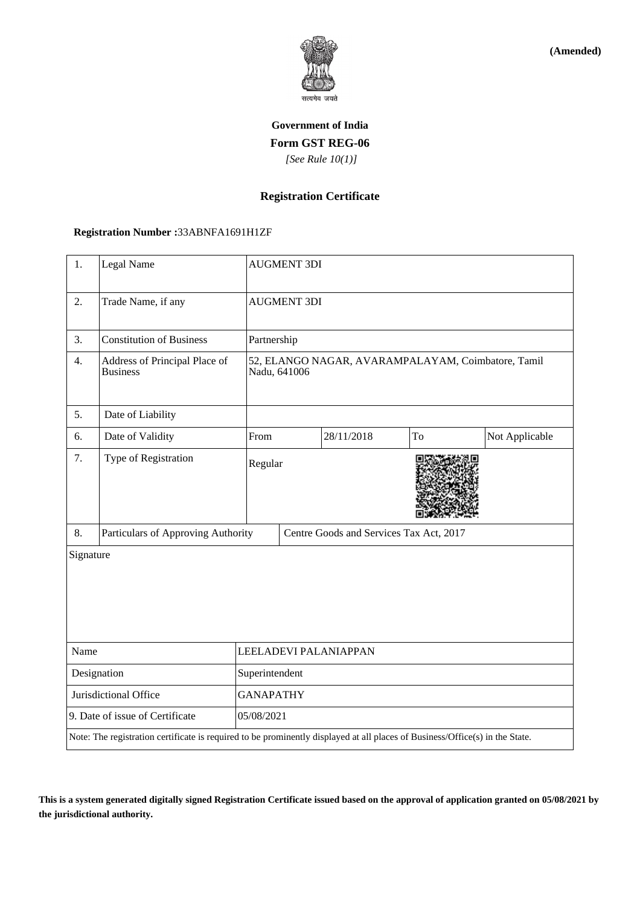**(Amended)**

सत्यमेव जयते

**Government of India**

**Form GST REG-06**

*[See Rule 10(1)]*

**Registration Certificate**

**Registration Number :**33ABNFA1691H1ZF

| | | | | | | |
|---|---|---|---|---|---|---|
| 1. | Legal Name | AUGMENT 3DI | | | | |
| 2. | Trade Name, if any | AUGMENT 3DI | | | | |
| 3. | Constitution of Business | Partnership | | | | |
| 4. | Address of Principal Place of Business | 52, ELANGO NAGAR, AVARAMPALAYAM, Coimbatore, Tamil Nadu, 641006 | | | | |
| 5. | Date of Liability | | | | | |
| 6. | Date of Validity | From | 28/11/2018 | To | Not Applicable | |
| 7. | Type of Registration | Regular | | | | |
| 8. | Particulars of Approving Authority | Centre Goods and Services Tax Act, 2017 | | | | |
| Signature | | | | | | |
| Name | | LEELADEVI PALANIAPPAN | | | | |
| Designation | | Superintendent | | | | |
| Jurisdictional Office | | GANAPATHY | | | | |
| 9. Date of issue of Certificate | | 05/08/2021 | | | | |

Note: The registration certificate is required to be prominently displayed at all places of Business/Office(s) in the State.

**This is a system generated digitally signed Registration Certificate issued based on the approval of application granted on 05/08/2021 by the jurisdictional authority.**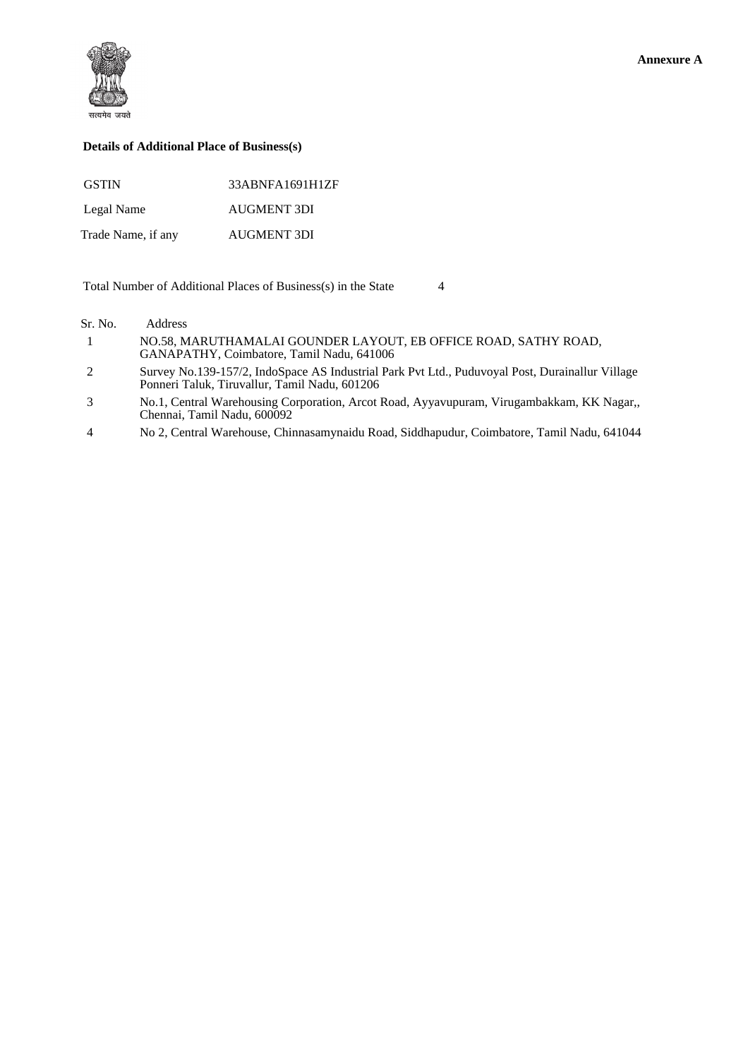**Annexure A**

सत्यमेव जयते

**Details of Additional Place of Business(s)**

| | |
|---|---|
| GSTIN | 33ABNFA1691H1ZF |
| Legal Name | AUGMENT 3DI |
| Trade Name, if any | AUGMENT 3DI |

Total Number of Additional Places of Business(s) in the State 4

| Sr. No. | Address |
|---|---|
| 1 | NO.58, MARUTHAMALAI GOUNDER LAYOUT, EB OFFICE ROAD, SATHY ROAD, GANAPATHY, Coimbatore, Tamil Nadu, 641006 |
| 2 | Survey No.139-157/2, IndoSpace AS Industrial Park Pvt Ltd., Puduvoyal Post, Durainallur Village Ponneri Taluk, Tiruvallur, Tamil Nadu, 601206 |
| 3 | No.1, Central Warehousing Corporation, Arcot Road, Ayyavupuram, Virugambakkam, KK Nagar,, Chennai, Tamil Nadu, 600092 |
| 4 | No 2, Central Warehouse, Chinnasamynaidu Road, Siddhapudur, Coimbatore, Tamil Nadu, 641044 |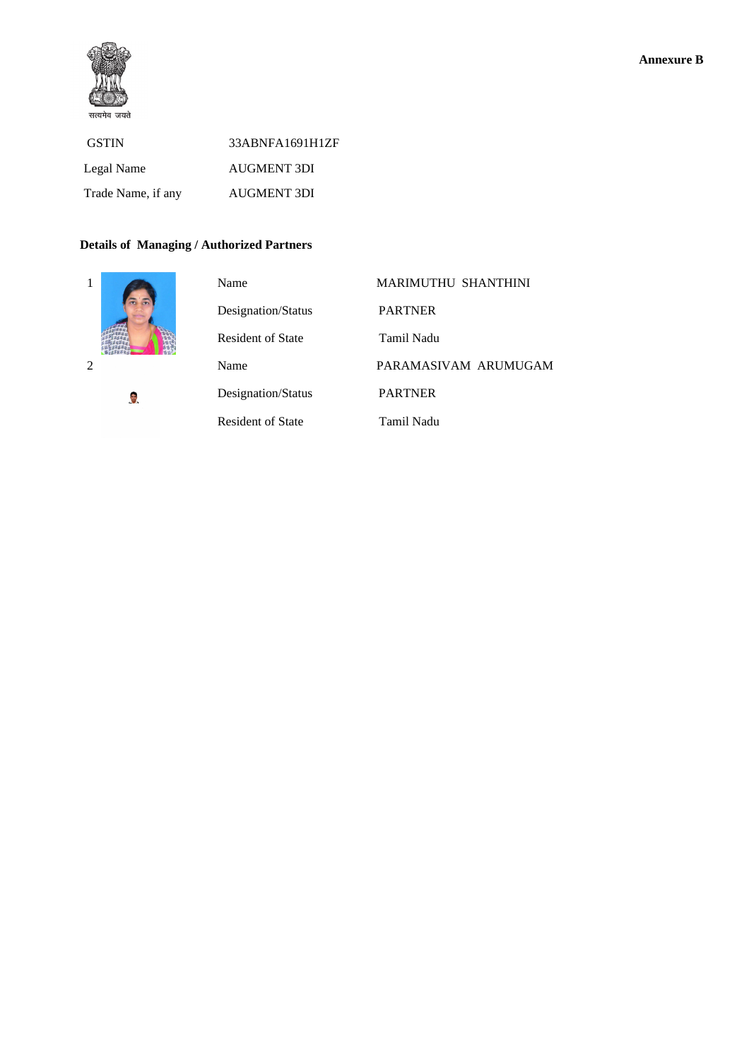Annexure B

| | |
|---|---|
| GSTIN | 33ABNFA1691H1ZF |
| Legal Name | AUGMENT 3DI |
| Trade Name, if any | AUGMENT 3DI |

**Details of Managing / Authorized Partners**

| | | |
|---|---|---|
| 1 | Name | MARIMUTHU SHANTHINI |
| | Designation/Status | PARTNER |
| | Resident of State | Tamil Nadu |
| 2 | Name | PARAMASIVAM ARUMUGAM |
| | Designation/Status | PARTNER |
| | Resident of State | Tamil Nadu |